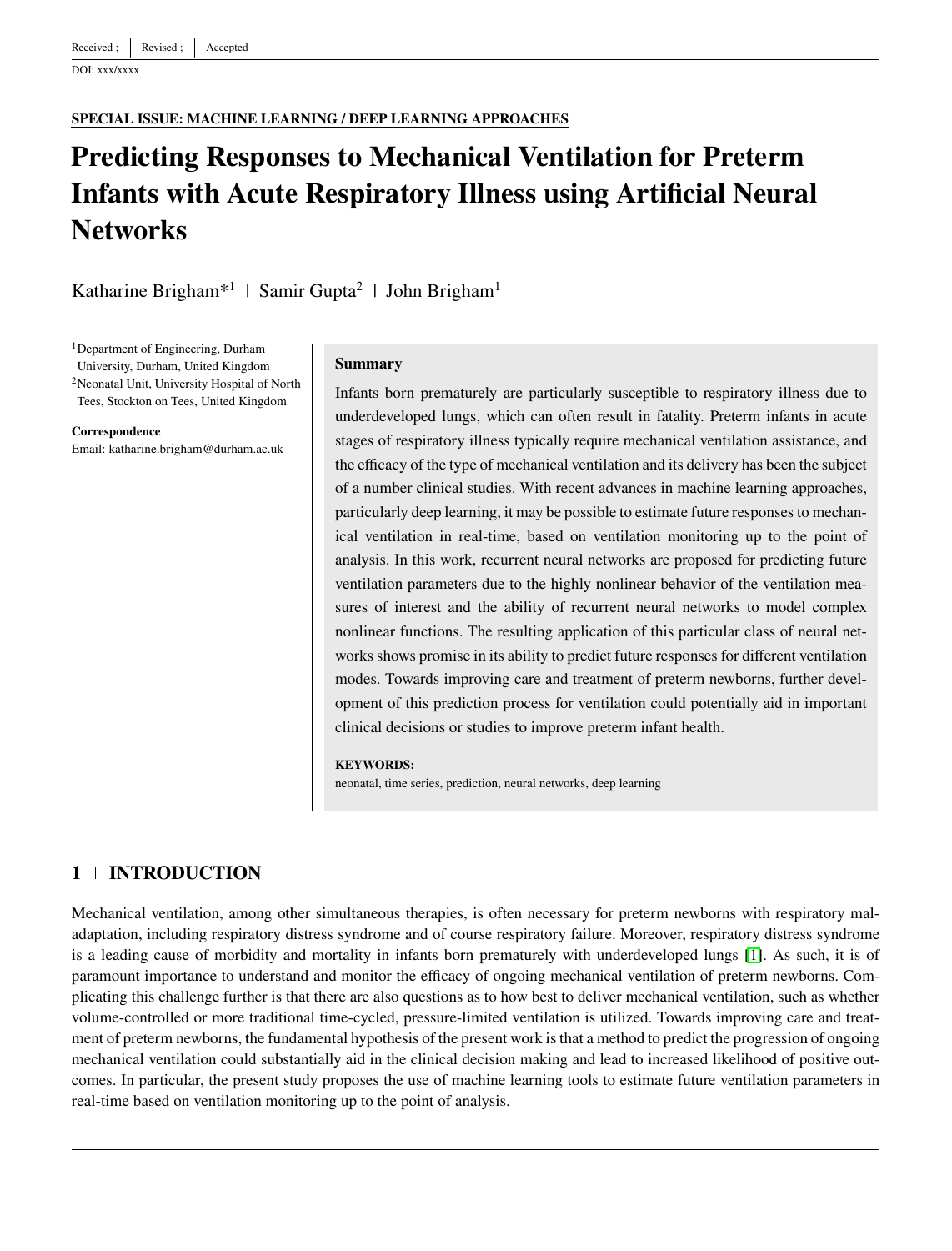Received ; | Revised ; | Accepted

DOI: xxx/xxxx

**SPECIAL ISSUE: MACHINE LEARNING / DEEP LEARNING APPROACHES**

# Predicting Responses to Mechanical Ventilation for Preterm Infants with Acute Respiratory Illness using Artificial Neural Networks

Katharine Brigham*[1] | Samir Gupta[2] | John Brigham[1]

[1]Department of Engineering, Durham University, Durham, United Kingdom

[2]Neonatal Unit, University Hospital of North Tees, Stockton on Tees, United Kingdom

**Correspondence**

Email: katharine.brigham@durham.ac.uk

**Summary**

Infants born prematurely are particularly susceptible to respiratory illness due to underdeveloped lungs, which can often result in fatality. Preterm infants in acute stages of respiratory illness typically require mechanical ventilation assistance, and the efficacy of the type of mechanical ventilation and its delivery has been the subject of a number clinical studies. With recent advances in machine learning approaches, particularly deep learning, it may be possible to estimate future responses to mechanical ventilation in real-time, based on ventilation monitoring up to the point of analysis. In this work, recurrent neural networks are proposed for predicting future ventilation parameters due to the highly nonlinear behavior of the ventilation measures of interest and the ability of recurrent neural networks to model complex nonlinear functions. The resulting application of this particular class of neural networks shows promise in its ability to predict future responses for different ventilation modes. Towards improving care and treatment of preterm newborns, further development of this prediction process for ventilation could potentially aid in important clinical decisions or studies to improve preterm infant health.

**KEYWORDS:**

neonatal, time series, prediction, neural networks, deep learning

## 1 | INTRODUCTION

Mechanical ventilation, among other simultaneous therapies, is often necessary for preterm newborns with respiratory maladaptation, including respiratory distress syndrome and of course respiratory failure. Moreover, respiratory distress syndrome is a leading cause of morbidity and mortality in infants born prematurely with underdeveloped lungs [1]. As such, it is of paramount importance to understand and monitor the efficacy of ongoing mechanical ventilation of preterm newborns. Complicating this challenge further is that there are also questions as to how best to deliver mechanical ventilation, such as whether volume-controlled or more traditional time-cycled, pressure-limited ventilation is utilized. Towards improving care and treatment of preterm newborns, the fundamental hypothesis of the present work is that a method to predict the progression of ongoing mechanical ventilation could substantially aid in the clinical decision making and lead to increased likelihood of positive outcomes. In particular, the present study proposes the use of machine learning tools to estimate future ventilation parameters in real-time based on ventilation monitoring up to the point of analysis.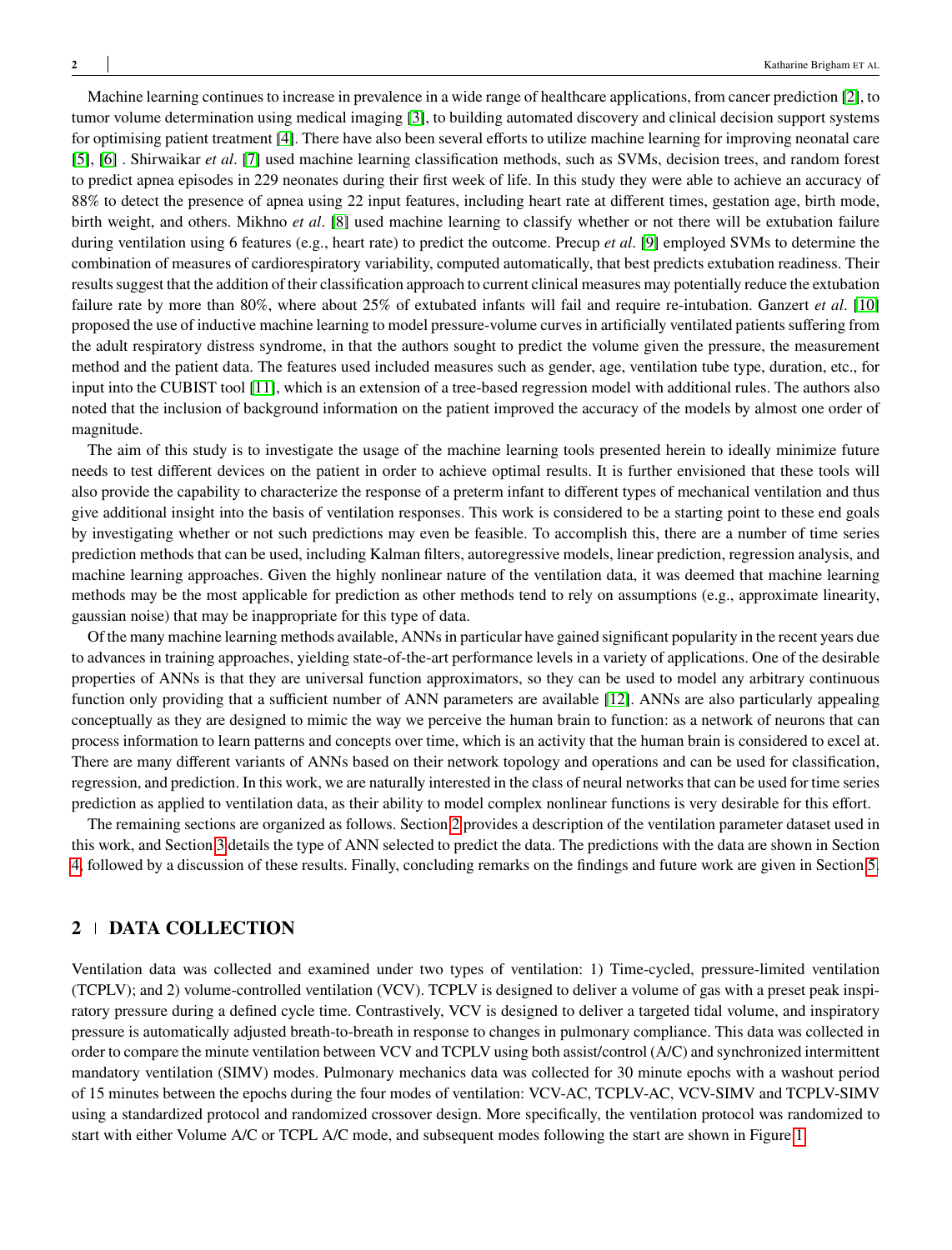Machine learning continues to increase in prevalence in a wide range of healthcare applications, from cancer prediction [2], to tumor volume determination using medical imaging [3], to building automated discovery and clinical decision support systems for optimising patient treatment [4]. There have also been several efforts to utilize machine learning for improving neonatal care [5], [6] . Shirwaikar *et al*. [7] used machine learning classification methods, such as SVMs, decision trees, and random forest to predict apnea episodes in 229 neonates during their first week of life. In this study they were able to achieve an accuracy of 88% to detect the presence of apnea using 22 input features, including heart rate at different times, gestation age, birth mode, birth weight, and others. Mikhno *et al*. [8] used machine learning to classify whether or not there will be extubation failure during ventilation using 6 features (e.g., heart rate) to predict the outcome. Precup *et al*. [9] employed SVMs to determine the combination of measures of cardiorespiratory variability, computed automatically, that best predicts extubation readiness. Their results suggest that the addition of their classification approach to current clinical measures may potentially reduce the extubation failure rate by more than 80%, where about 25% of extubated infants will fail and require re-intubation. Ganzert *et al*. [10] proposed the use of inductive machine learning to model pressure-volume curves in artificially ventilated patients suffering from the adult respiratory distress syndrome, in that the authors sought to predict the volume given the pressure, the measurement method and the patient data. The features used included measures such as gender, age, ventilation tube type, duration, etc., for input into the CUBIST tool [11], which is an extension of a tree-based regression model with additional rules. The authors also noted that the inclusion of background information on the patient improved the accuracy of the models by almost one order of magnitude.

The aim of this study is to investigate the usage of the machine learning tools presented herein to ideally minimize future needs to test different devices on the patient in order to achieve optimal results. It is further envisioned that these tools will also provide the capability to characterize the response of a preterm infant to different types of mechanical ventilation and thus give additional insight into the basis of ventilation responses. This work is considered to be a starting point to these end goals by investigating whether or not such predictions may even be feasible. To accomplish this, there are a number of time series prediction methods that can be used, including Kalman filters, autoregressive models, linear prediction, regression analysis, and machine learning approaches. Given the highly nonlinear nature of the ventilation data, it was deemed that machine learning methods may be the most applicable for prediction as other methods tend to rely on assumptions (e.g., approximate linearity, gaussian noise) that may be inappropriate for this type of data.

Of the many machine learning methods available, ANNs in particular have gained significant popularity in the recent years due to advances in training approaches, yielding state-of-the-art performance levels in a variety of applications. One of the desirable properties of ANNs is that they are universal function approximators, so they can be used to model any arbitrary continuous function only providing that a sufficient number of ANN parameters are available [12]. ANNs are also particularly appealing conceptually as they are designed to mimic the way we perceive the human brain to function: as a network of neurons that can process information to learn patterns and concepts over time, which is an activity that the human brain is considered to excel at. There are many different variants of ANNs based on their network topology and operations and can be used for classification, regression, and prediction. In this work, we are naturally interested in the class of neural networks that can be used for time series prediction as applied to ventilation data, as their ability to model complex nonlinear functions is very desirable for this effort.

The remaining sections are organized as follows. Section 2 provides a description of the ventilation parameter dataset used in this work, and Section 3 details the type of ANN selected to predict the data. The predictions with the data are shown in Section 4, followed by a discussion of these results. Finally, concluding remarks on the findings and future work are given in Section 5.

## 2 | DATA COLLECTION

Ventilation data was collected and examined under two types of ventilation: 1) Time-cycled, pressure-limited ventilation (TCPLV); and 2) volume-controlled ventilation (VCV). TCPLV is designed to deliver a volume of gas with a preset peak inspiratory pressure during a defined cycle time. Contrastively, VCV is designed to deliver a targeted tidal volume, and inspiratory pressure is automatically adjusted breath-to-breath in response to changes in pulmonary compliance. This data was collected in order to compare the minute ventilation between VCV and TCPLV using both assist/control (A/C) and synchronized intermittent mandatory ventilation (SIMV) modes. Pulmonary mechanics data was collected for 30 minute epochs with a washout period of 15 minutes between the epochs during the four modes of ventilation: VCV-AC, TCPLV-AC, VCV-SIMV and TCPLV-SIMV using a standardized protocol and randomized crossover design. More specifically, the ventilation protocol was randomized to start with either Volume A/C or TCPL A/C mode, and subsequent modes following the start are shown in Figure 1.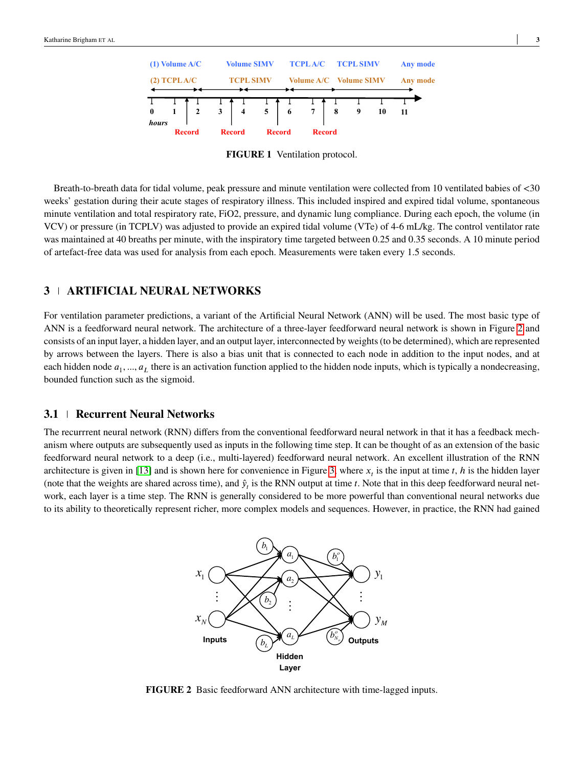FIGURE 1 Ventilation protocol.

Breath-to-breath data for tidal volume, peak pressure and minute ventilation were collected from 10 ventilated babies of <30 weeks' gestation during their acute stages of respiratory illness. This included inspired and expired tidal volume, spontaneous minute ventilation and total respiratory rate, FiO2, pressure, and dynamic lung compliance. During each epoch, the volume (in VCV) or pressure (in TCPLV) was adjusted to provide an expired tidal volume (VTe) of 4-6 mL/kg. The control ventilator rate was maintained at 40 breaths per minute, with the inspiratory time targeted between 0.25 and 0.35 seconds. A 10 minute period of artefact-free data was used for analysis from each epoch. Measurements were taken every 1.5 seconds.

## 3 | ARTIFICIAL NEURAL NETWORKS

For ventilation parameter predictions, a variant of the Artificial Neural Network (ANN) will be used. The most basic type of ANN is a feedforward neural network. The architecture of a three-layer feedforward neural network is shown in Figure 2 and consists of an input layer, a hidden layer, and an output layer, interconnected by weights (to be determined), which are represented by arrows between the layers. There is also a bias unit that is connected to each node in addition to the input nodes, and at each hidden node $a_1, ..., a_L$ there is an activation function applied to the hidden node inputs, which is typically a nondecreasing, bounded function such as the sigmoid.

### 3.1 | Recurrent Neural Networks

The recurrrent neural network (RNN) differs from the conventional feedforward neural network in that it has a feedback mechanism where outputs are subsequently used as inputs in the following time step. It can be thought of as an extension of the basic feedforward neural network to a deep (i.e., multi-layered) feedforward neural network. An excellent illustration of the RNN architecture is given in [13] and is shown here for convenience in Figure 3, where $x_t$ is the input at time $t$, $h$ is the hidden layer (note that the weights are shared across time), and $\hat{y}_t$ is the RNN output at time $t$. Note that in this deep feedforward neural network, each layer is a time step. The RNN is generally considered to be more powerful than conventional neural networks due to its ability to theoretically represent richer, more complex models and sequences. However, in practice, the RNN had gained

FIGURE 2 Basic feedforward ANN architecture with time-lagged inputs.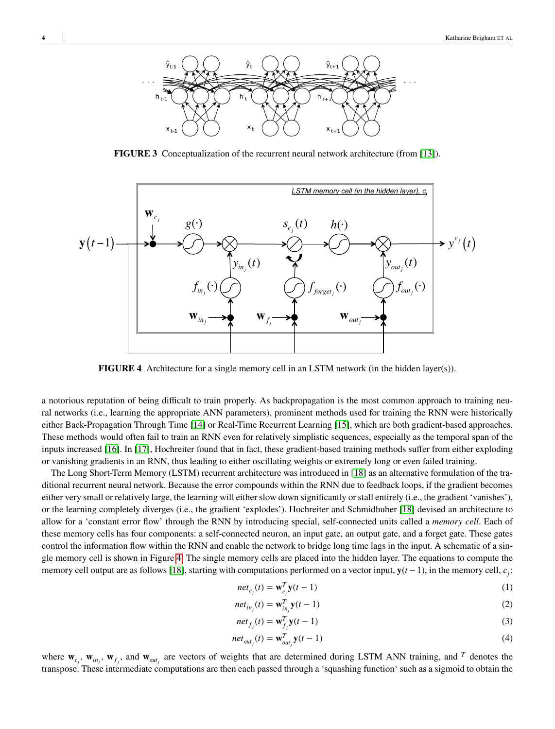**FIGURE 3** Conceptualization of the recurrent neural network architecture (from [13]).

**FIGURE 4** Architecture for a single memory cell in an LSTM network (in the hidden layer(s)).

a notorious reputation of being difficult to train properly. As backpropagation is the most common approach to training neural networks (i.e., learning the appropriate ANN parameters), prominent methods used for training the RNN were historically either Back-Propagation Through Time [14] or Real-Time Recurrent Learning [15], which are both gradient-based approaches. These methods would often fail to train an RNN even for relatively simplistic sequences, especially as the temporal span of the inputs increased [16]. In [17], Hochreiter found that in fact, these gradient-based training methods suffer from either exploding or vanishing gradients in an RNN, thus leading to either oscillating weights or extremely long or even failed training.

The Long Short-Term Memory (LSTM) recurrent architecture was introduced in [18] as an alternative formulation of the traditional recurrent neural network. Because the error compounds within the RNN due to feedback loops, if the gradient becomes either very small or relatively large, the learning will either slow down significantly or stall entirely (i.e., the gradient 'vanishes'), or the learning completely diverges (i.e., the gradient 'explodes'). Hochreiter and Schmidhuber [18] devised an architecture to allow for a 'constant error flow' through the RNN by introducing special, self-connected units called a *memory cell*. Each of these memory cells has four components: a self-connected neuron, an input gate, an output gate, and a forget gate. These gates control the information flow within the RNN and enable the network to bridge long time lags in the input. A schematic of a single memory cell is shown in Figure 4. The single memory cells are placed into the hidden layer. The equations to compute the memory cell output are as follows [18], starting with computations performed on a vector input, $\mathbf{y}(t-1)$, in the memory cell, $c_j$:

$$net_{c_j}(t) = \mathbf{w}_{c_j}^T \mathbf{y}(t-1) \tag{1}$$

$$net_{in_j}(t) = \mathbf{w}_{in_j}^T \mathbf{y}(t-1) \tag{2}$$

$$net_{f_j}(t) = \mathbf{w}_{f_j}^T \mathbf{y}(t-1) \tag{3}$$

$$net_{out_j}(t) = \mathbf{w}_{out_j}^T \mathbf{y}(t-1) \tag{4}$$

where $\mathbf{w}_{c_j}$, $\mathbf{w}_{in_j}$, $\mathbf{w}_{f_j}$, and $\mathbf{w}_{out_j}$ are vectors of weights that are determined during LSTM ANN training, and $^T$ denotes the transpose. These intermediate computations are then each passed through a 'squashing function' such as a sigmoid to obtain the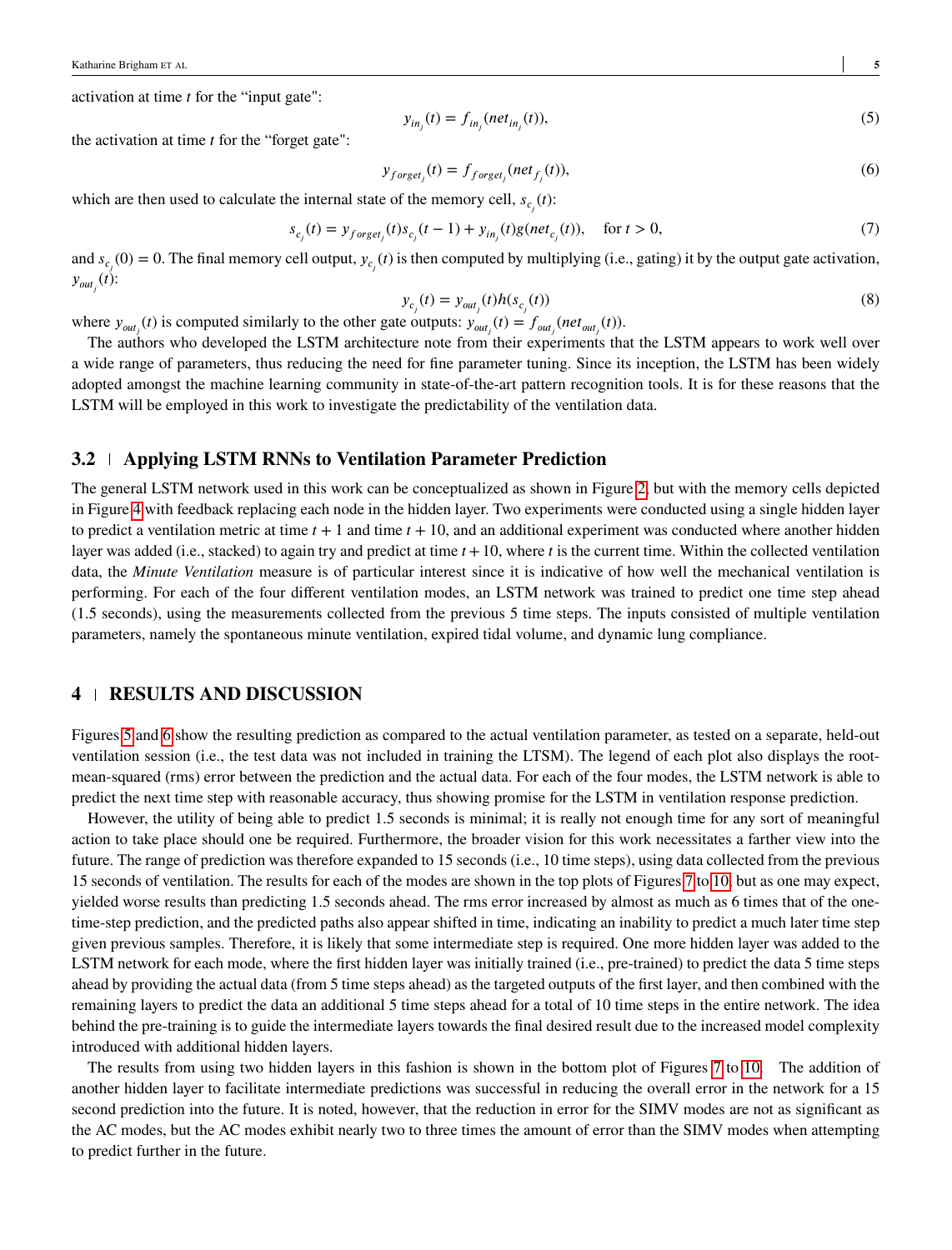activation at time $t$ for the "input gate":

$$y_{in_j}(t) = f_{in_j}(net_{in_j}(t)), \tag{5}$$

the activation at time $t$ for the "forget gate":

$$y_{forget_j}(t) = f_{forget_j}(net_{f_j}(t)), \tag{6}$$

which are then used to calculate the internal state of the memory cell, $s_{c_j}(t)$:

$$s_{c_j}(t) = y_{forget_j}(t)s_{c_j}(t-1) + y_{in_j}(t)g(net_{c_j}(t)), \quad \text{for } t > 0, \tag{7}$$

and $s_{c_j}(0) = 0$. The final memory cell output, $y_{c_j}(t)$ is then computed by multiplying (i.e., gating) it by the output gate activation, $y_{out_j}(t)$:

$$y_{c_j}(t) = y_{out_j}(t)h(s_{c_j}(t)) \tag{8}$$

where $y_{out_j}(t)$ is computed similarly to the other gate outputs: $y_{out_j}(t) = f_{out_j}(net_{out_j}(t))$.

The authors who developed the LSTM architecture note from their experiments that the LSTM appears to work well over a wide range of parameters, thus reducing the need for fine parameter tuning. Since its inception, the LSTM has been widely adopted amongst the machine learning community in state-of-the-art pattern recognition tools. It is for these reasons that the LSTM will be employed in this work to investigate the predictability of the ventilation data.

## 3.2 | Applying LSTM RNNs to Ventilation Parameter Prediction

The general LSTM network used in this work can be conceptualized as shown in Figure 2, but with the memory cells depicted in Figure 4 with feedback replacing each node in the hidden layer. Two experiments were conducted using a single hidden layer to predict a ventilation metric at time $t+1$ and time $t+10$, and an additional experiment was conducted where another hidden layer was added (i.e., stacked) to again try and predict at time $t+10$, where $t$ is the current time. Within the collected ventilation data, the *Minute Ventilation* measure is of particular interest since it is indicative of how well the mechanical ventilation is performing. For each of the four different ventilation modes, an LSTM network was trained to predict one time step ahead (1.5 seconds), using the measurements collected from the previous 5 time steps. The inputs consisted of multiple ventilation parameters, namely the spontaneous minute ventilation, expired tidal volume, and dynamic lung compliance.

# 4 | RESULTS AND DISCUSSION

Figures 5 and 6 show the resulting prediction as compared to the actual ventilation parameter, as tested on a separate, held-out ventilation session (i.e., the test data was not included in training the LTSM). The legend of each plot also displays the root-mean-squared (rms) error between the prediction and the actual data. For each of the four modes, the LSTM network is able to predict the next time step with reasonable accuracy, thus showing promise for the LSTM in ventilation response prediction.

However, the utility of being able to predict 1.5 seconds is minimal; it is really not enough time for any sort of meaningful action to take place should one be required. Furthermore, the broader vision for this work necessitates a farther view into the future. The range of prediction was therefore expanded to 15 seconds (i.e., 10 time steps), using data collected from the previous 15 seconds of ventilation. The results for each of the modes are shown in the top plots of Figures 7 to 10, but as one may expect, yielded worse results than predicting 1.5 seconds ahead. The rms error increased by almost as much as 6 times that of the one-time-step prediction, and the predicted paths also appear shifted in time, indicating an inability to predict a much later time step given previous samples. Therefore, it is likely that some intermediate step is required. One more hidden layer was added to the LSTM network for each mode, where the first hidden layer was initially trained (i.e., pre-trained) to predict the data 5 time steps ahead by providing the actual data (from 5 time steps ahead) as the targeted outputs of the first layer, and then combined with the remaining layers to predict the data an additional 5 time steps ahead for a total of 10 time steps in the entire network. The idea behind the pre-training is to guide the intermediate layers towards the final desired result due to the increased model complexity introduced with additional hidden layers.

The results from using two hidden layers in this fashion is shown in the bottom plot of Figures 7 to 10. The addition of another hidden layer to facilitate intermediate predictions was successful in reducing the overall error in the network for a 15 second prediction into the future. It is noted, however, that the reduction in error for the SIMV modes are not as significant as the AC modes, but the AC modes exhibit nearly two to three times the amount of error than the SIMV modes when attempting to predict further in the future.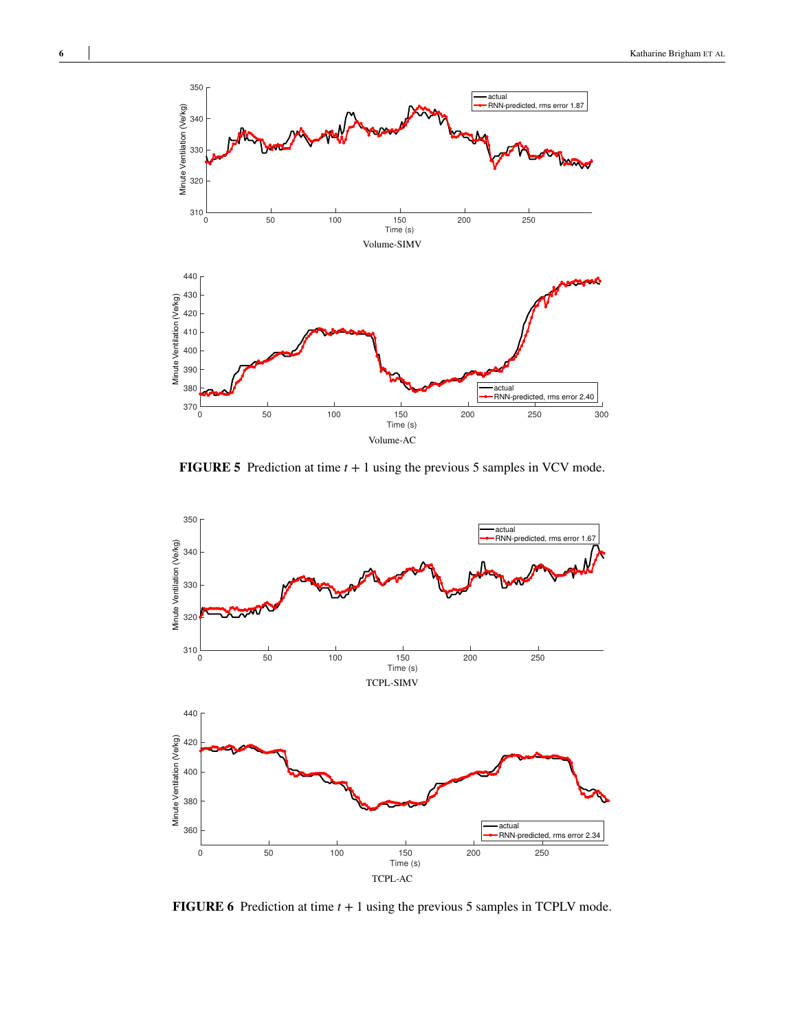Volume-SIMV

Volume-AC

**FIGURE 5** Prediction at time $t + 1$ using the previous 5 samples in VCV mode.

TCPL-SIMV

TCPL-AC

**FIGURE 6** Prediction at time $t + 1$ using the previous 5 samples in TCPLV mode.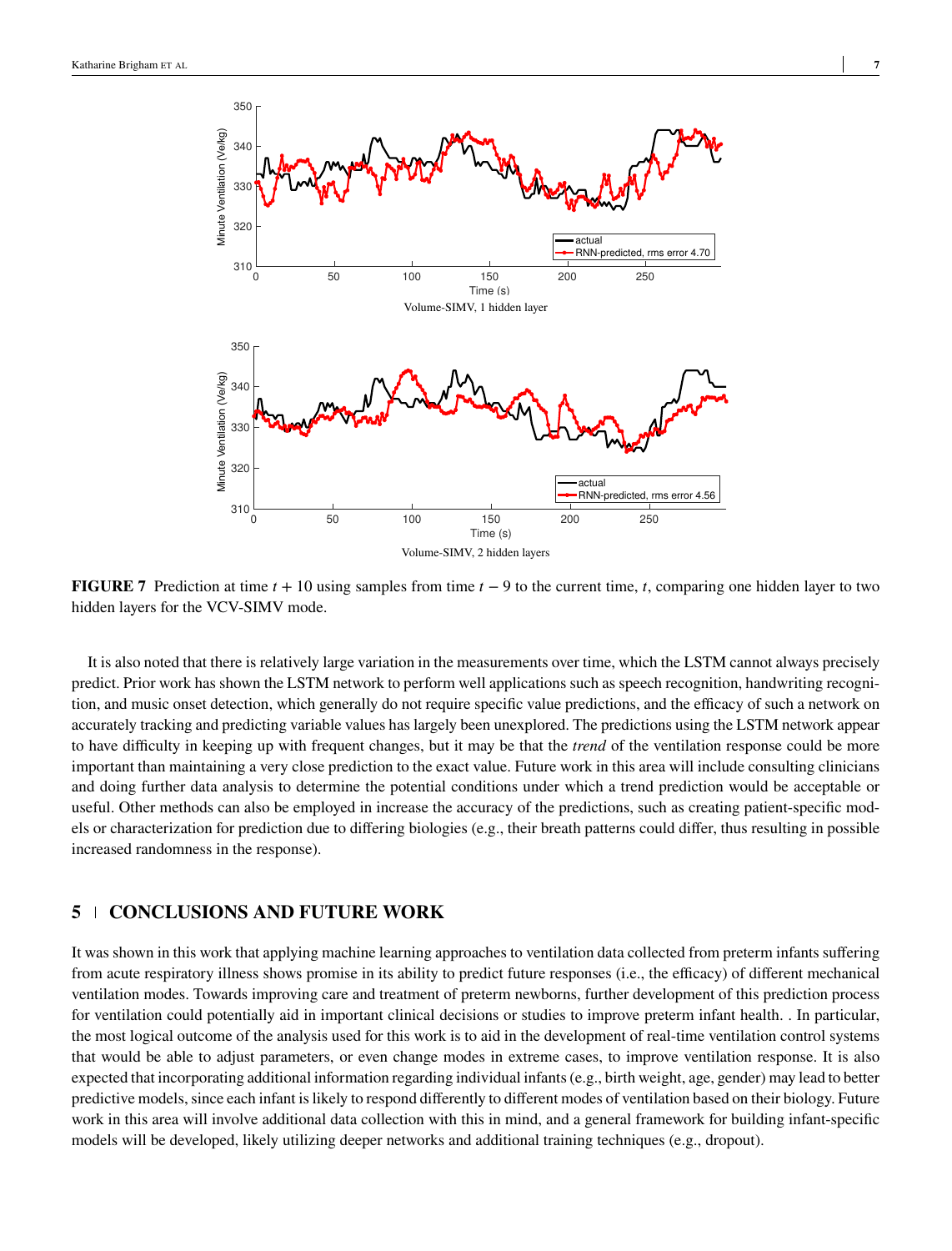Volume-SIMV, 1 hidden layer

Volume-SIMV, 2 hidden layers

**FIGURE 7** Prediction at time $t + 10$ using samples from time $t - 9$ to the current time, $t$, comparing one hidden layer to two hidden layers for the VCV-SIMV mode.

It is also noted that there is relatively large variation in the measurements over time, which the LSTM cannot always precisely predict. Prior work has shown the LSTM network to perform well applications such as speech recognition, handwriting recognition, and music onset detection, which generally do not require specific value predictions, and the efficacy of such a network on accurately tracking and predicting variable values has largely been unexplored. The predictions using the LSTM network appear to have difficulty in keeping up with frequent changes, but it may be that the *trend* of the ventilation response could be more important than maintaining a very close prediction to the exact value. Future work in this area will include consulting clinicians and doing further data analysis to determine the potential conditions under which a trend prediction would be acceptable or useful. Other methods can also be employed in increase the accuracy of the predictions, such as creating patient-specific models or characterization for prediction due to differing biologies (e.g., their breath patterns could differ, thus resulting in possible increased randomness in the response).

## 5 CONCLUSIONS AND FUTURE WORK

It was shown in this work that applying machine learning approaches to ventilation data collected from preterm infants suffering from acute respiratory illness shows promise in its ability to predict future responses (i.e., the efficacy) of different mechanical ventilation modes. Towards improving care and treatment of preterm newborns, further development of this prediction process for ventilation could potentially aid in important clinical decisions or studies to improve preterm infant health. . In particular, the most logical outcome of the analysis used for this work is to aid in the development of real-time ventilation control systems that would be able to adjust parameters, or even change modes in extreme cases, to improve ventilation response. It is also expected that incorporating additional information regarding individual infants (e.g., birth weight, age, gender) may lead to better predictive models, since each infant is likely to respond differently to different modes of ventilation based on their biology. Future work in this area will involve additional data collection with this in mind, and a general framework for building infant-specific models will be developed, likely utilizing deeper networks and additional training techniques (e.g., dropout).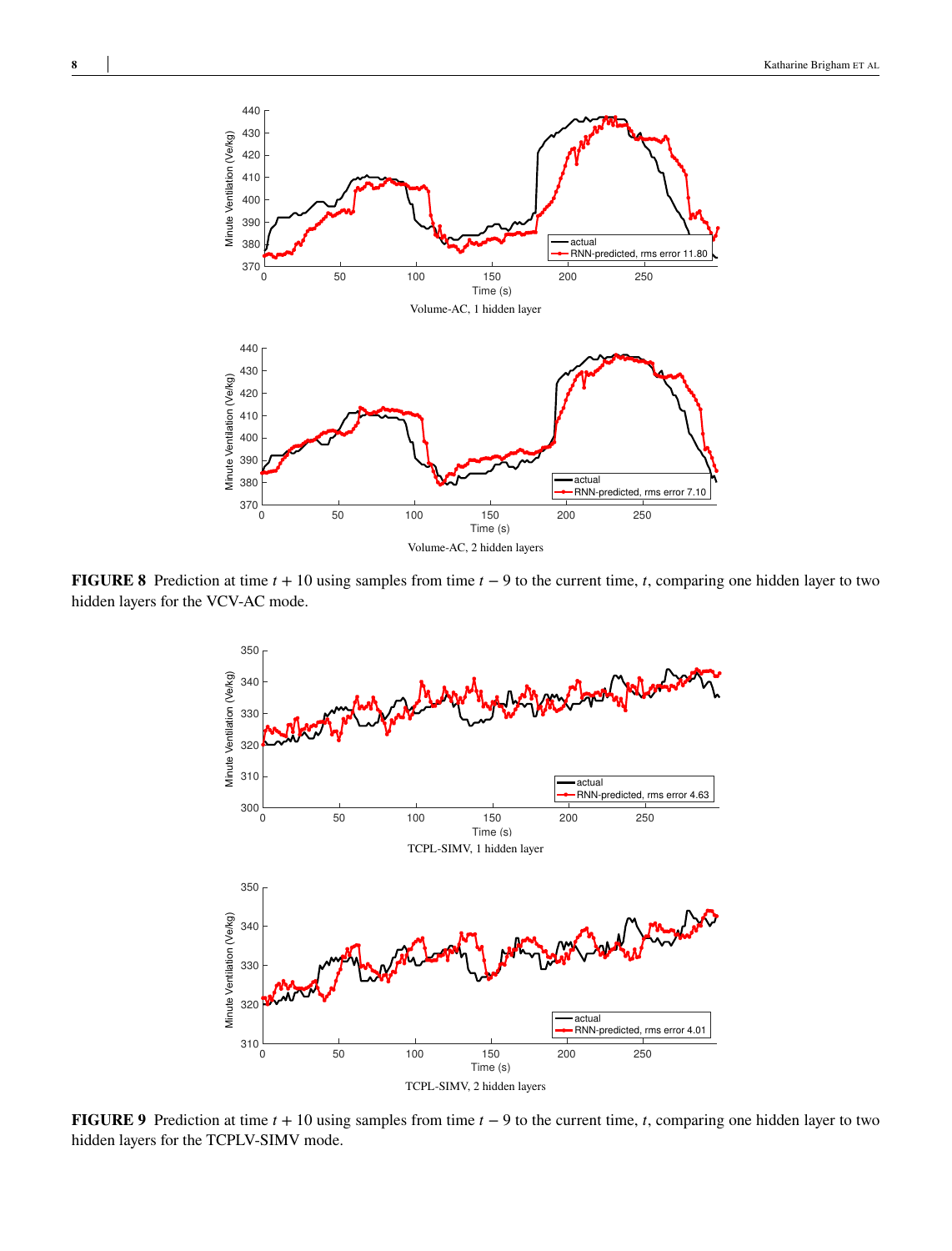Volume-AC, 1 hidden layer

Volume-AC, 2 hidden layers

**FIGURE 8** Prediction at time $t + 10$ using samples from time $t - 9$ to the current time, $t$, comparing one hidden layer to two hidden layers for the VCV-AC mode.

TCPL-SIMV, 1 hidden layer

TCPL-SIMV, 2 hidden layers

**FIGURE 9** Prediction at time $t + 10$ using samples from time $t - 9$ to the current time, $t$, comparing one hidden layer to two hidden layers for the TCPLV-SIMV mode.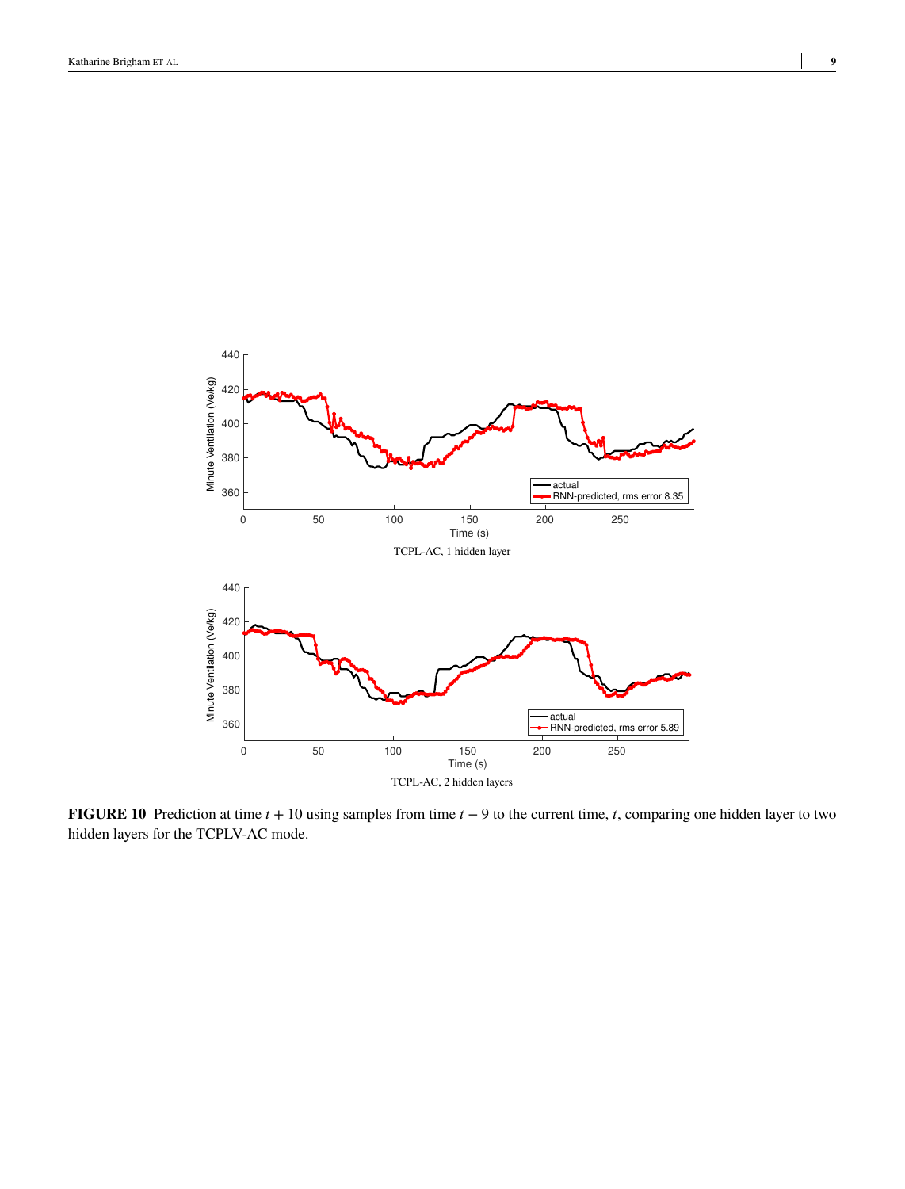TCPL-AC, 1 hidden layer

TCPL-AC, 2 hidden layers

**FIGURE 10** Prediction at time $t + 10$ using samples from time $t - 9$ to the current time, $t$, comparing one hidden layer to two hidden layers for the TCPLV-AC mode.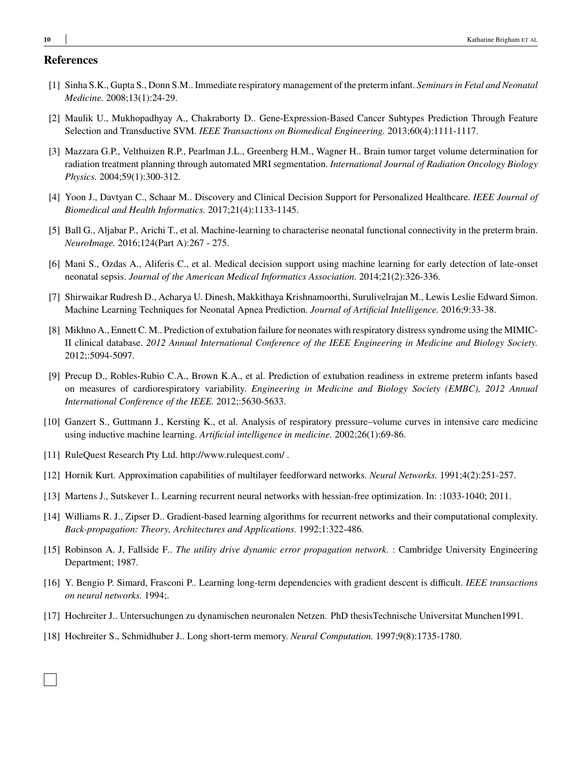## References

[1] Sinha S.K., Gupta S., Donn S.M.. Immediate respiratory management of the preterm infant. *Seminars in Fetal and Neonatal Medicine.* 2008;13(1):24-29.

[2] Maulik U., Mukhopadhyay A., Chakraborty D.. Gene-Expression-Based Cancer Subtypes Prediction Through Feature Selection and Transductive SVM. *IEEE Transactions on Biomedical Engineering.* 2013;60(4):1111-1117.

[3] Mazzara G.P., Velthuizen R.P., Pearlman J.L., Greenberg H.M., Wagner H.. Brain tumor target volume determination for radiation treatment planning through automated MRI segmentation. *International Journal of Radiation Oncology Biology Physics.* 2004;59(1):300-312.

[4] Yoon J., Davtyan C., Schaar M.. Discovery and Clinical Decision Support for Personalized Healthcare. *IEEE Journal of Biomedical and Health Informatics.* 2017;21(4):1133-1145.

[5] Ball G., Aljabar P., Arichi T., et al. Machine-learning to characterise neonatal functional connectivity in the preterm brain. *NeuroImage.* 2016;124(Part A):267 - 275.

[6] Mani S., Ozdas A., Aliferis C., et al. Medical decision support using machine learning for early detection of late-onset neonatal sepsis. *Journal of the American Medical Informatics Association.* 2014;21(2):326-336.

[7] Shirwaikar Rudresh D., Acharya U. Dinesh, Makkithaya Krishnamoorthi, Surulivelrajan M., Lewis Leslie Edward Simon. Machine Learning Techniques for Neonatal Apnea Prediction. *Journal of Artificial Intelligence.* 2016;9:33-38.

[8] Mikhno A., Ennett C. M.. Prediction of extubation failure for neonates with respiratory distress syndrome using the MIMIC-II clinical database. *2012 Annual International Conference of the IEEE Engineering in Medicine and Biology Society.* 2012;:5094-5097.

[9] Precup D., Robles-Rubio C.A., Brown K.A., et al. Prediction of extubation readiness in extreme preterm infants based on measures of cardiorespiratory variability. *Engineering in Medicine and Biology Society (EMBC), 2012 Annual International Conference of the IEEE.* 2012;:5630-5633.

[10] Ganzert S., Guttmann J., Kersting K., et al. Analysis of respiratory pressure–volume curves in intensive care medicine using inductive machine learning. *Artificial intelligence in medicine.* 2002;26(1):69-86.

[11] RuleQuest Research Pty Ltd. http://www.rulequest.com/ .

[12] Hornik Kurt. Approximation capabilities of multilayer feedforward networks. *Neural Networks.* 1991;4(2):251-257.

[13] Martens J., Sutskever I.. Learning recurrent neural networks with hessian-free optimization. In: :1033-1040; 2011.

[14] Williams R. J., Zipser D.. Gradient-based learning algorithms for recurrent networks and their computational complexity. *Back-propagation: Theory, Architectures and Applications.* 1992;1:322-486.

[15] Robinson A. J, Fallside F.. *The utility drive dynamic error propagation network.* : Cambridge University Engineering Department; 1987.

[16] Y. Bengio P. Simard, Frasconi P.. Learning long-term dependencies with gradient descent is difficult. *IEEE transactions on neural networks.* 1994;.

[17] Hochreiter J.. Untersuchungen zu dynamischen neuronalen Netzen. PhD thesisTechnische Universitat Munchen1991.

[18] Hochreiter S., Schmidhuber J.. Long short-term memory. *Neural Computation.* 1997;9(8):1735-1780.